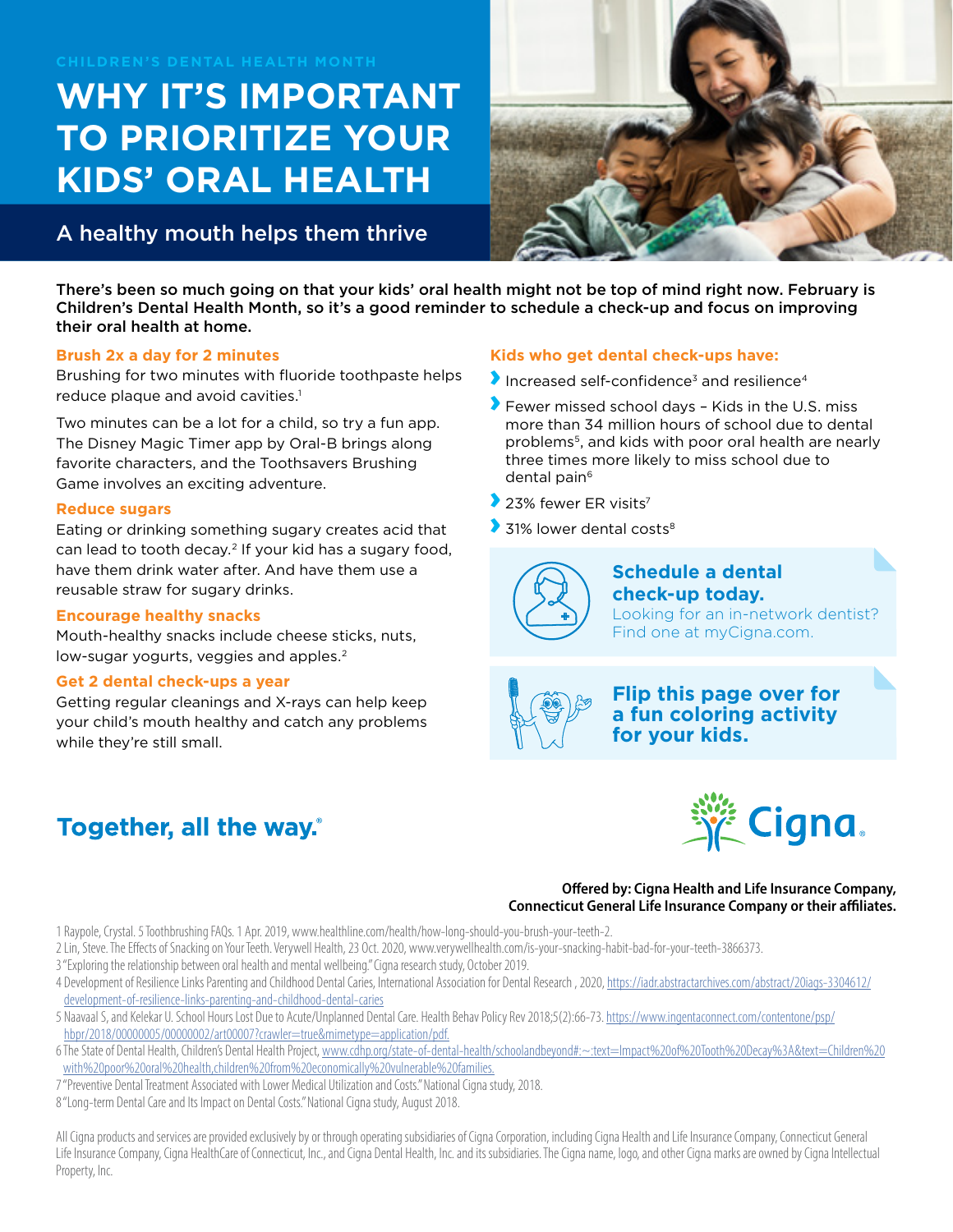CHILDREN'S DENTAL HEALTH MONTH

# WHY IT'S IMPORTANT TO PRIORITIZE YOUR KIDS' ORAL HEALTH

## A healthy mouth helps them thrive

**There's been so much going on that your kids' oral health might not be top of mind right now. February is Children's Dental Health Month, so it's a good reminder to schedule a check-up and focus on improving their oral health at home.**

### Brush 2x a day for 2 minutes

Brushing for two minutes with fluoride toothpaste helps reduce plaque and avoid cavities.[1]

Two minutes can be a lot for a child, so try a fun app. The Disney Magic Timer app by Oral-B brings along favorite characters, and the Toothsavers Brushing Game involves an exciting adventure.

### Reduce sugars

Eating or drinking something sugary creates acid that can lead to tooth decay.[2] If your kid has a sugary food, have them drink water after. And have them use a reusable straw for sugary drinks.

### Encourage healthy snacks

Mouth-healthy snacks include cheese sticks, nuts, low-sugar yogurts, veggies and apples.[2]

### Get 2 dental check-ups a year

Getting regular cleanings and X-rays can help keep your child's mouth healthy and catch any problems while they're still small.

### Kids who get dental check-ups have:

- Increased self-confidence[3] and resilience[4]
- Fewer missed school days – Kids in the U.S. miss more than 34 million hours of school due to dental problems[5], and kids with poor oral health are nearly three times more likely to miss school due to dental pain[6]
- 23% fewer ER visits[7]
- 31% lower dental costs[8]

**Schedule a dental check-up today.**
Looking for an in-network dentist? Find one at myCigna.com.

**Flip this page over for a fun coloring activity for your kids.**

**Together, all the way.®**

Cigna

**Offered by: Cigna Health and Life Insurance Company, Connecticut General Life Insurance Company or their affiliates.**

1 Raypole, Crystal. 5 Toothbrushing FAQs. 1 Apr. 2019, www.healthline.com/health/how-long-should-you-brush-your-teeth-2.
2 Lin, Steve. The Effects of Snacking on Your Teeth. Verywell Health, 23 Oct. 2020, www.verywellhealth.com/is-your-snacking-habit-bad-for-your-teeth-3866373.
3 "Exploring the relationship between oral health and mental wellbeing." Cigna research study, October 2019.
4 Development of Resilience Links Parenting and Childhood Dental Caries, International Association for Dental Research , 2020, https://iadr.abstractarchives.com/abstract/20iags-3304612/development-of-resilience-links-parenting-and-childhood-dental-caries
5 Naavaal S, and Kelekar U. School Hours Lost Due to Acute/Unplanned Dental Care. Health Behav Policy Rev 2018;5(2):66-73. https://www.ingentaconnect.com/contentone/psp/hbpr/2018/00000005/00000002/art00007?crawler=true&mimetype=application/pdf.
6 The State of Dental Health, Children's Dental Health Project, www.cdhp.org/state-of-dental-health/schoolandbeyond#:~:text=Impact%20of%20Tooth%20Decay%3A&text=Children%20with%20poor%20oral%20health,children%20from%20economically%20vulnerable%20families.
7 "Preventive Dental Treatment Associated with Lower Medical Utilization and Costs." National Cigna study, 2018.
8 "Long-term Dental Care and Its Impact on Dental Costs." National Cigna study, August 2018.

All Cigna products and services are provided exclusively by or through operating subsidiaries of Cigna Corporation, including Cigna Health and Life Insurance Company, Connecticut General Life Insurance Company, Cigna HealthCare of Connecticut, Inc., and Cigna Dental Health, Inc. and its subsidiaries. The Cigna name, logo, and other Cigna marks are owned by Cigna Intellectual Property, Inc.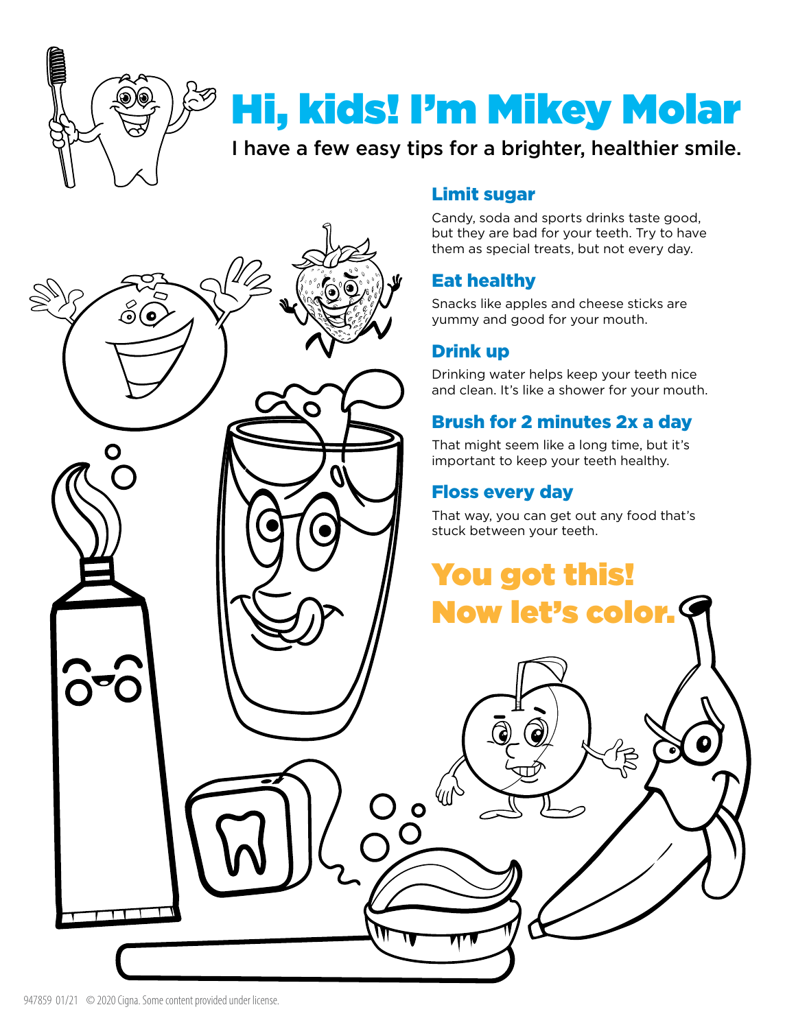# Hi, kids! I'm Mikey Molar

I have a few easy tips for a brighter, healthier smile.

## Limit sugar

Candy, soda and sports drinks taste good, but they are bad for your teeth. Try to have them as special treats, but not every day.

## Eat healthy

Snacks like apples and cheese sticks are yummy and good for your mouth.

## Drink up

Drinking water helps keep your teeth nice and clean. It's like a shower for your mouth.

## Brush for 2 minutes 2x a day

That might seem like a long time, but it's important to keep your teeth healthy.

## Floss every day

That way, you can get out any food that's stuck between your teeth.

## You got this! Now let's color.

947859 01/21 © 2020 Cigna. Some content provided under license.